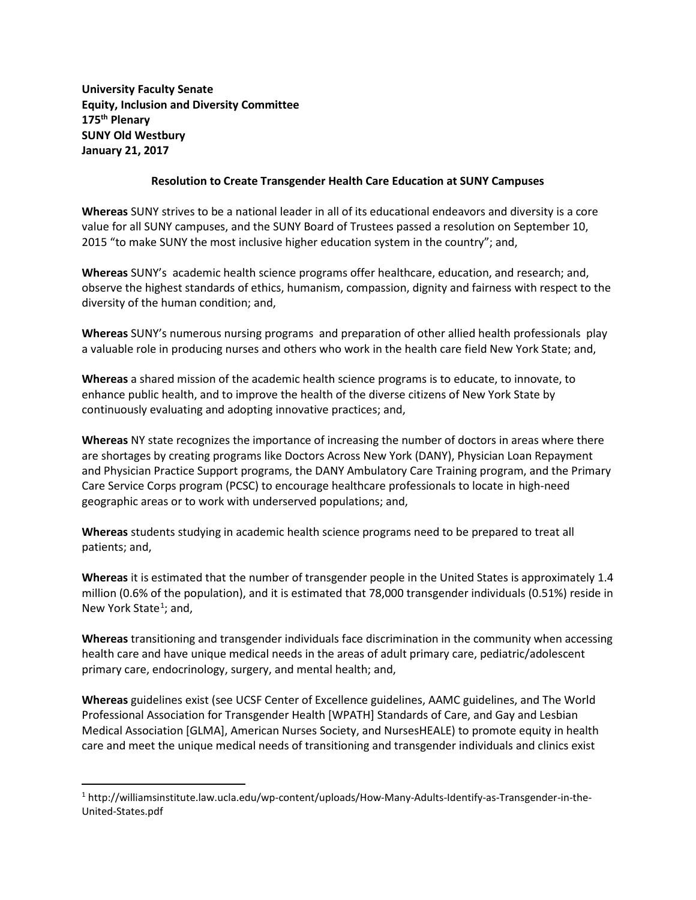**University Faculty Senate**
**Equity, Inclusion and Diversity Committee**
**175th Plenary**
**SUNY Old Westbury**
**January 21, 2017**

## Resolution to Create Transgender Health Care Education at SUNY Campuses

**Whereas** SUNY strives to be a national leader in all of its educational endeavors and diversity is a core value for all SUNY campuses, and the SUNY Board of Trustees passed a resolution on September 10, 2015 "to make SUNY the most inclusive higher education system in the country"; and,

**Whereas** SUNY's academic health science programs offer healthcare, education, and research; and, observe the highest standards of ethics, humanism, compassion, dignity and fairness with respect to the diversity of the human condition; and,

**Whereas** SUNY's numerous nursing programs and preparation of other allied health professionals play a valuable role in producing nurses and others who work in the health care field New York State; and,

**Whereas** a shared mission of the academic health science programs is to educate, to innovate, to enhance public health, and to improve the health of the diverse citizens of New York State by continuously evaluating and adopting innovative practices; and,

**Whereas** NY state recognizes the importance of increasing the number of doctors in areas where there are shortages by creating programs like Doctors Across New York (DANY), Physician Loan Repayment and Physician Practice Support programs, the DANY Ambulatory Care Training program, and the Primary Care Service Corps program (PCSC) to encourage healthcare professionals to locate in high-need geographic areas or to work with underserved populations; and,

**Whereas** students studying in academic health science programs need to be prepared to treat all patients; and,

**Whereas** it is estimated that the number of transgender people in the United States is approximately 1.4 million (0.6% of the population), and it is estimated that 78,000 transgender individuals (0.51%) reside in New York State[1]; and,

**Whereas** transitioning and transgender individuals face discrimination in the community when accessing health care and have unique medical needs in the areas of adult primary care, pediatric/adolescent primary care, endocrinology, surgery, and mental health; and,

**Whereas** guidelines exist (see UCSF Center of Excellence guidelines, AAMC guidelines, and The World Professional Association for Transgender Health [WPATH] Standards of Care, and Gay and Lesbian Medical Association [GLMA], American Nurses Society, and NursesHEALE) to promote equity in health care and meet the unique medical needs of transitioning and transgender individuals and clinics exist

---

[1] http://williamsinstitute.law.ucla.edu/wp-content/uploads/How-Many-Adults-Identify-as-Transgender-in-the-United-States.pdf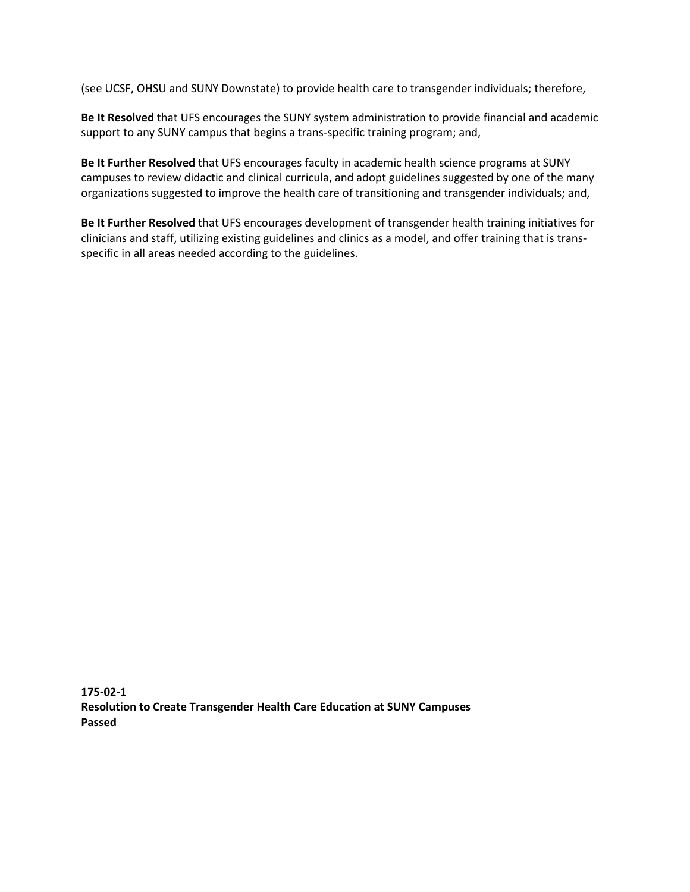(see UCSF, OHSU and SUNY Downstate) to provide health care to transgender individuals; therefore,

**Be It Resolved** that UFS encourages the SUNY system administration to provide financial and academic support to any SUNY campus that begins a trans-specific training program; and,

**Be It Further Resolved** that UFS encourages faculty in academic health science programs at SUNY campuses to review didactic and clinical curricula, and adopt guidelines suggested by one of the many organizations suggested to improve the health care of transitioning and transgender individuals; and,

**Be It Further Resolved** that UFS encourages development of transgender health training initiatives for clinicians and staff, utilizing existing guidelines and clinics as a model, and offer training that is trans-specific in all areas needed according to the guidelines.

**175-02-1**
**Resolution to Create Transgender Health Care Education at SUNY Campuses**
**Passed**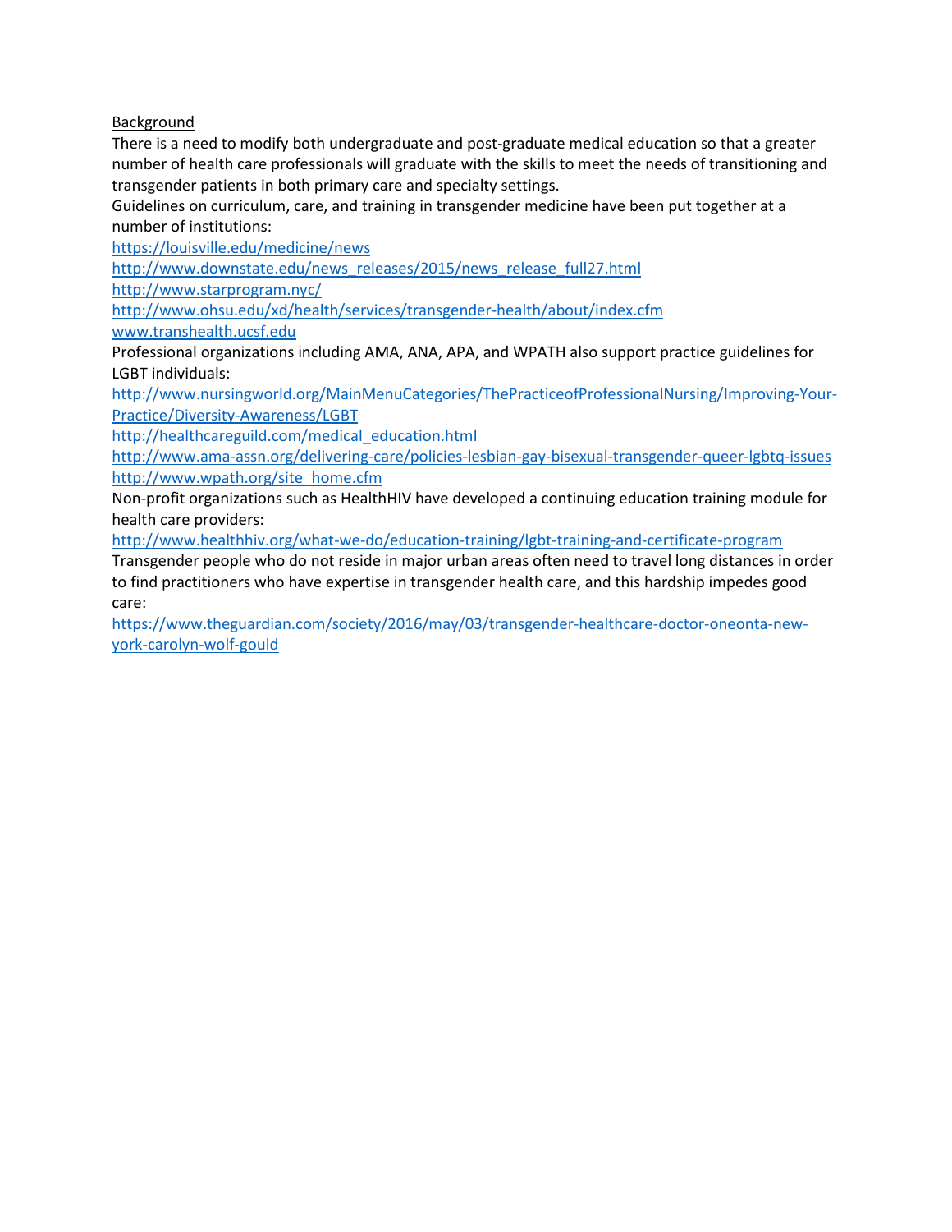Background

There is a need to modify both undergraduate and post-graduate medical education so that a greater number of health care professionals will graduate with the skills to meet the needs of transitioning and transgender patients in both primary care and specialty settings.

Guidelines on curriculum, care, and training in transgender medicine have been put together at a number of institutions:

https://louisville.edu/medicine/news

http://www.downstate.edu/news_releases/2015/news_release_full27.html

http://www.starprogram.nyc/

http://www.ohsu.edu/xd/health/services/transgender-health/about/index.cfm

www.transhealth.ucsf.edu

Professional organizations including AMA, ANA, APA, and WPATH also support practice guidelines for LGBT individuals:

http://www.nursingworld.org/MainMenuCategories/ThePracticeofProfessionalNursing/Improving-Your-Practice/Diversity-Awareness/LGBT

http://healthcareguild.com/medical_education.html

http://www.ama-assn.org/delivering-care/policies-lesbian-gay-bisexual-transgender-queer-lgbtq-issues

http://www.wpath.org/site_home.cfm

Non-profit organizations such as HealthHIV have developed a continuing education training module for health care providers:

http://www.healthhiv.org/what-we-do/education-training/lgbt-training-and-certificate-program

Transgender people who do not reside in major urban areas often need to travel long distances in order to find practitioners who have expertise in transgender health care, and this hardship impedes good care:

https://www.theguardian.com/society/2016/may/03/transgender-healthcare-doctor-oneonta-new-york-carolyn-wolf-gould